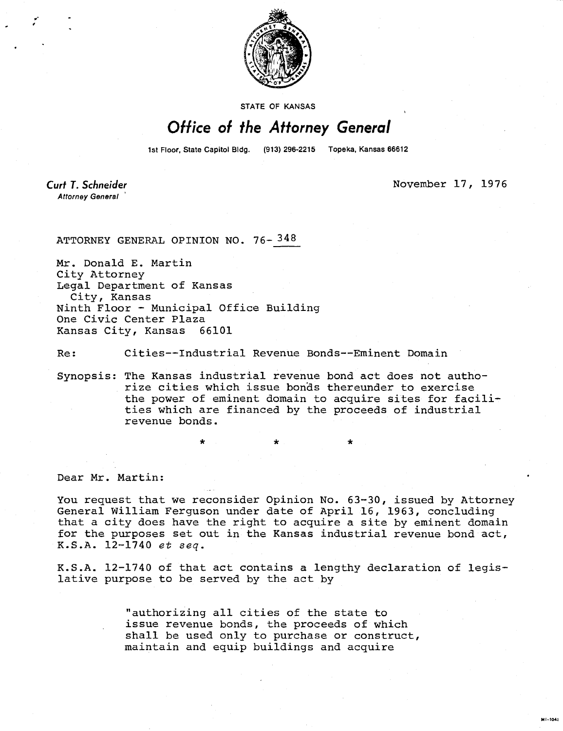STATE OF KANSAS

# Office of the Attorney General

1st Floor, State Capitol Bldg. (913) 296-2215 Topeka, Kansas 66612

**Curt T. Schneider**
*Attorney General*

November 17, 1976

ATTORNEY GENERAL OPINION NO. 76-348

Mr. Donald E. Martin
City Attorney
Legal Department of Kansas
City, Kansas
Ninth Floor - Municipal Office Building
One Civic Center Plaza
Kansas City, Kansas 66101

Re: Cities--Industrial Revenue Bonds--Eminent Domain

Synopsis: The Kansas industrial revenue bond act does not authorize cities which issue bonds thereunder to exercise the power of eminent domain to acquire sites for facilities which are financed by the proceeds of industrial revenue bonds.

\* \* \*

Dear Mr. Martin:

You request that we reconsider Opinion No. 63-30, issued by Attorney General William Ferguson under date of April 16, 1963, concluding that a city does have the right to acquire a site by eminent domain for the purposes set out in the Kansas industrial revenue bond act, K.S.A. 12-1740 *et seq.*

K.S.A. 12-1740 of that act contains a lengthy declaration of legislative purpose to be served by the act by

> "authorizing all cities of the state to issue revenue bonds, the proceeds of which shall be used only to purchase or construct, maintain and equip buildings and acquire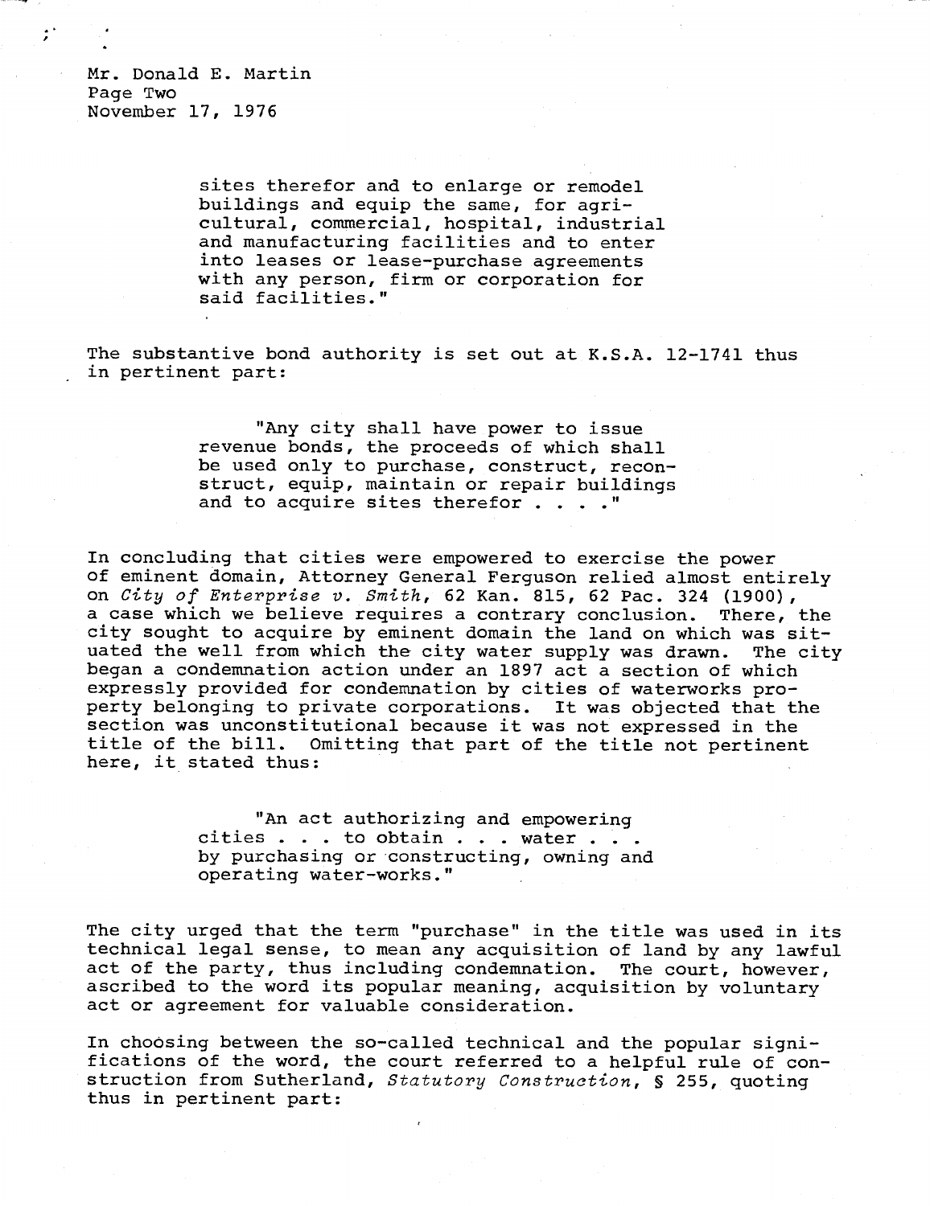sites therefor and to enlarge or remodel buildings and equip the same, for agricultural, commercial, hospital, industrial and manufacturing facilities and to enter into leases or lease-purchase agreements with any person, firm or corporation for said facilities."

The substantive bond authority is set out at K.S.A. 12-1741 thus in pertinent part:

> "Any city shall have power to issue revenue bonds, the proceeds of which shall be used only to purchase, construct, reconstruct, equip, maintain or repair buildings and to acquire sites therefor . . . ."

In concluding that cities were empowered to exercise the power of eminent domain, Attorney General Ferguson relied almost entirely on *City of Enterprise v. Smith*, 62 Kan. 815, 62 Pac. 324 (1900), a case which we believe requires a contrary conclusion. There, the city sought to acquire by eminent domain the land on which was situated the well from which the city water supply was drawn. The city began a condemnation action under an 1897 act a section of which expressly provided for condemnation by cities of waterworks property belonging to private corporations. It was objected that the section was unconstitutional because it was not expressed in the title of the bill. Omitting that part of the title not pertinent here, it stated thus:

> "An act authorizing and empowering cities . . . to obtain . . . water . . . by purchasing or constructing, owning and operating water-works."

The city urged that the term "purchase" in the title was used in its technical legal sense, to mean any acquisition of land by any lawful act of the party, thus including condemnation. The court, however, ascribed to the word its popular meaning, acquisition by voluntary act or agreement for valuable consideration.

In choosing between the so-called technical and the popular significations of the word, the court referred to a helpful rule of construction from Sutherland, *Statutory Construction*, § 255, quoting thus in pertinent part: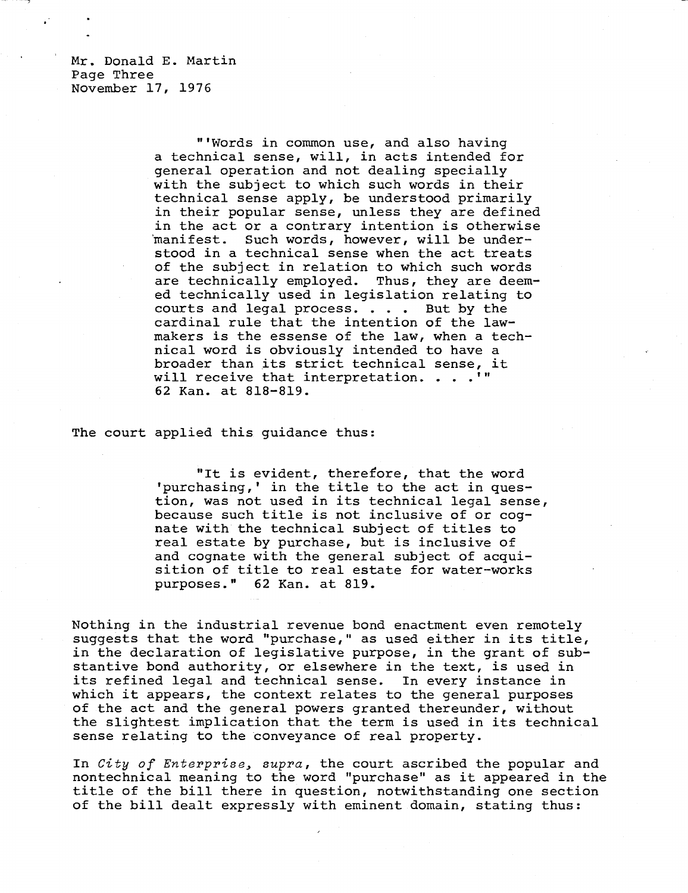Mr. Donald E. Martin
Page Three
November 17, 1976

> "'Words in common use, and also having a technical sense, will, in acts intended for general operation and not dealing specially with the subject to which such words in their technical sense apply, be understood primarily in their popular sense, unless they are defined in the act or a contrary intention is otherwise manifest. Such words, however, will be understood in a technical sense when the act treats of the subject in relation to which such words are technically employed. Thus, they are deemed technically used in legislation relating to courts and legal process. . . . But by the cardinal rule that the intention of the lawmakers is the essense of the law, when a technical word is obviously intended to have a broader than its strict technical sense, it will receive that interpretation. . . .'" 62 Kan. at 818-819.

The court applied this guidance thus:

> "It is evident, therefore, that the word 'purchasing,' in the title to the act in question, was not used in its technical legal sense, because such title is not inclusive of or cognate with the technical subject of titles to real estate by purchase, but is inclusive of and cognate with the general subject of acquisition of title to real estate for water-works purposes." 62 Kan. at 819.

Nothing in the industrial revenue bond enactment even remotely suggests that the word "purchase," as used either in its title, in the declaration of legislative purpose, in the grant of substantive bond authority, or elsewhere in the text, is used in its refined legal and technical sense. In every instance in which it appears, the context relates to the general purposes of the act and the general powers granted thereunder, without the slightest implication that the term is used in its technical sense relating to the conveyance of real property.

In *City of Enterprise, supra*, the court ascribed the popular and nontechnical meaning to the word "purchase" as it appeared in the title of the bill there in question, notwithstanding one section of the bill dealt expressly with eminent domain, stating thus: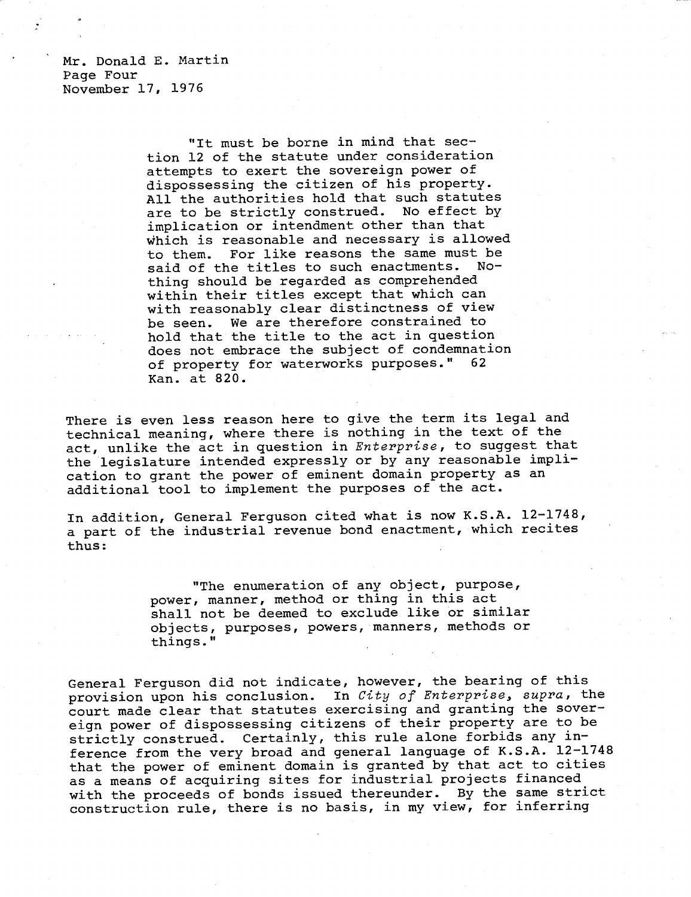"It must be borne in mind that section 12 of the statute under consideration attempts to exert the sovereign power of dispossessing the citizen of his property. All the authorities hold that such statutes are to be strictly construed. No effect by implication or intendment other than that which is reasonable and necessary is allowed to them. For like reasons the same must be said of the titles to such enactments. Nothing should be regarded as comprehended within their titles except that which can with reasonably clear distinctness of view be seen. We are therefore constrained to hold that the title to the act in question does not embrace the subject of condemnation of property for waterworks purposes." 62 Kan. at 820.

There is even less reason here to give the term its legal and technical meaning, where there is nothing in the text of the act, unlike the act in question in *Enterprise*, to suggest that the legislature intended expressly or by any reasonable implication to grant the power of eminent domain property as an additional tool to implement the purposes of the act.

In addition, General Ferguson cited what is now K.S.A. 12-1748, a part of the industrial revenue bond enactment, which recites thus:

"The enumeration of any object, purpose, power, manner, method or thing in this act shall not be deemed to exclude like or similar objects, purposes, powers, manners, methods or things."

General Ferguson did not indicate, however, the bearing of this provision upon his conclusion. In *City of Enterprise, supra*, the court made clear that statutes exercising and granting the sovereign power of dispossessing citizens of their property are to be strictly construed. Certainly, this rule alone forbids any inference from the very broad and general language of K.S.A. 12-1748 that the power of eminent domain is granted by that act to cities as a means of acquiring sites for industrial projects financed with the proceeds of bonds issued thereunder. By the same strict construction rule, there is no basis, in my view, for inferring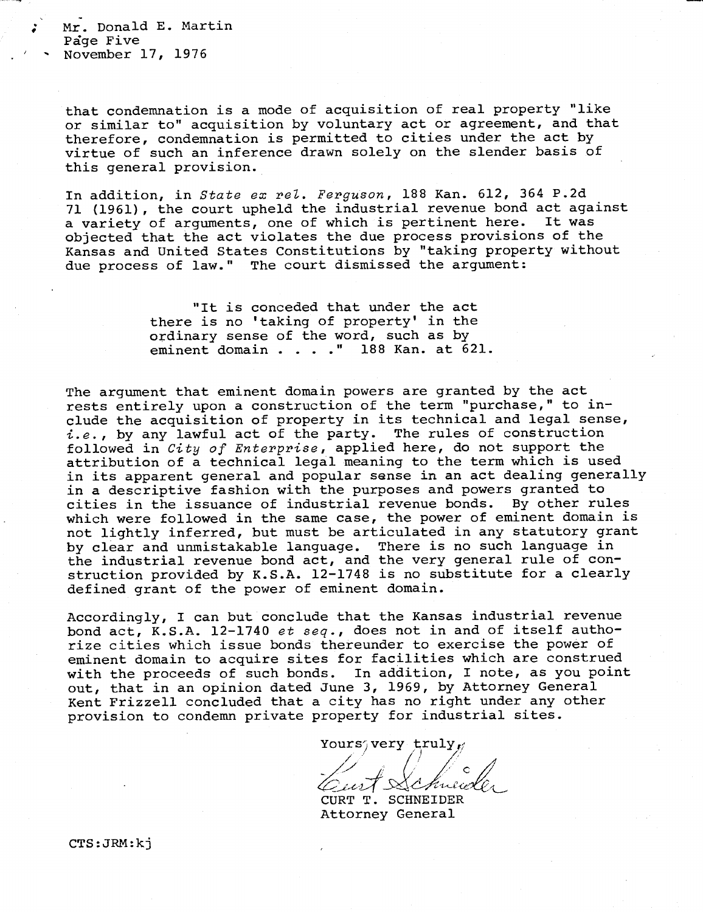Mr. Donald E. Martin
Page Five
November 17, 1976

that condemnation is a mode of acquisition of real property "like or similar to" acquisition by voluntary act or agreement, and that therefore, condemnation is permitted to cities under the act by virtue of such an inference drawn solely on the slender basis of this general provision.

In addition, in *State ex rel. Ferguson*, 188 Kan. 612, 364 P.2d 71 (1961), the court upheld the industrial revenue bond act against a variety of arguments, one of which is pertinent here. It was objected that the act violates the due process provisions of the Kansas and United States Constitutions by "taking property without due process of law." The court dismissed the argument:

> "It is conceded that under the act there is no 'taking of property' in the ordinary sense of the word, such as by eminent domain . . . ." 188 Kan. at 621.

The argument that eminent domain powers are granted by the act rests entirely upon a construction of the term "purchase," to include the acquisition of property in its technical and legal sense, *i.e.*, by any lawful act of the party. The rules of construction followed in *City of Enterprise*, applied here, do not support the attribution of a technical legal meaning to the term which is used in its apparent general and popular sense in an act dealing generally in a descriptive fashion with the purposes and powers granted to cities in the issuance of industrial revenue bonds. By other rules which were followed in the same case, the power of eminent domain is not lightly inferred, but must be articulated in any statutory grant by clear and unmistakable language. There is no such language in the industrial revenue bond act, and the very general rule of construction provided by K.S.A. 12-1748 is no substitute for a clearly defined grant of the power of eminent domain.

Accordingly, I can but conclude that the Kansas industrial revenue bond act, K.S.A. 12-1740 *et seq.*, does not in and of itself authorize cities which issue bonds thereunder to exercise the power of eminent domain to acquire sites for facilities which are construed with the proceeds of such bonds. In addition, I note, as you point out, that in an opinion dated June 3, 1969, by Attorney General Kent Frizzell concluded that a city has no right under any other provision to condemn private property for industrial sites.

Yours very truly,

Curt Schneider

CURT T. SCHNEIDER
Attorney General

CTS:JRM:kj